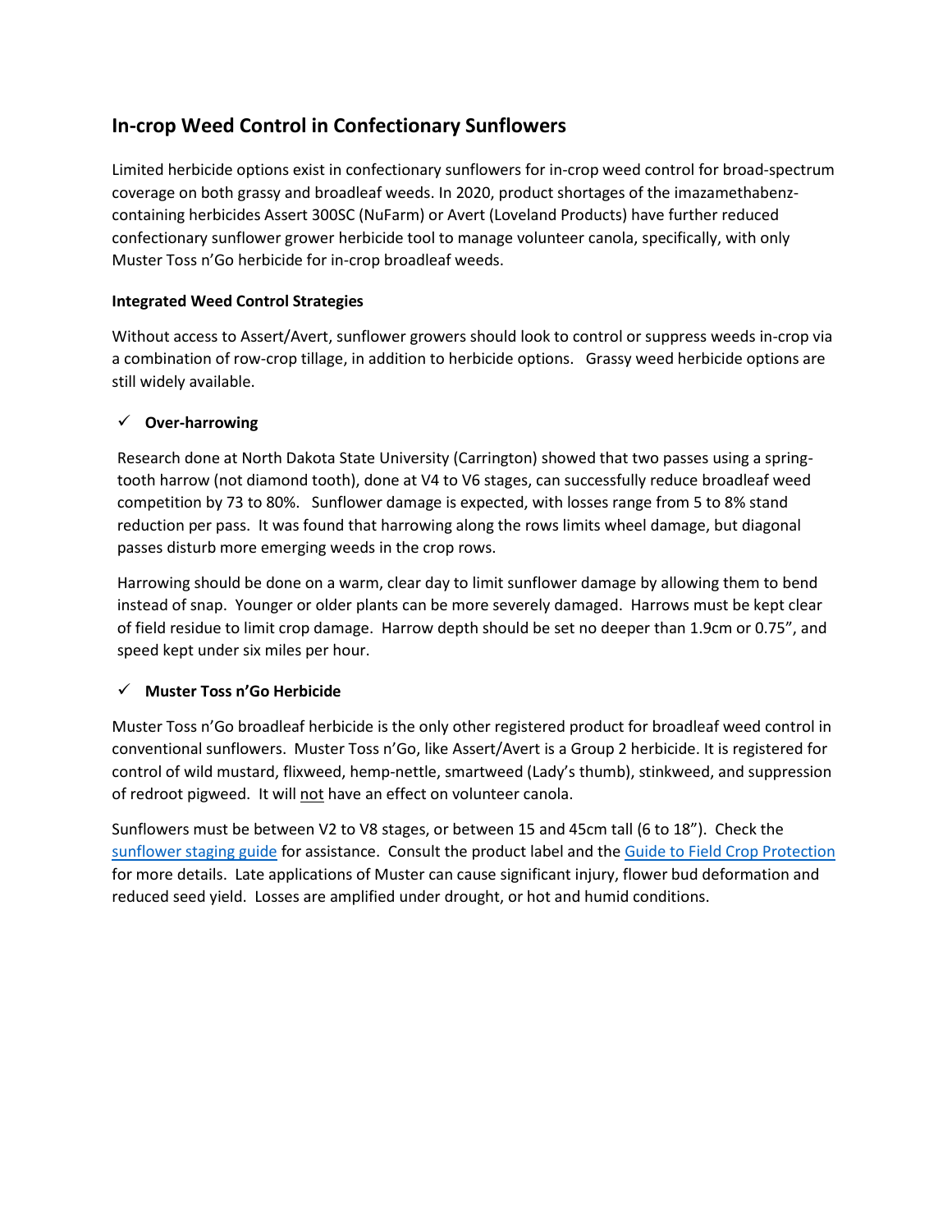## In-crop Weed Control in Confectionary Sunflowers

Limited herbicide options exist in confectionary sunflowers for in-crop weed control for broad-spectrum coverage on both grassy and broadleaf weeds. In 2020, product shortages of the imazamethabenz-containing herbicides Assert 300SC (NuFarm) or Avert (Loveland Products) have further reduced confectionary sunflower grower herbicide tool to manage volunteer canola, specifically, with only Muster Toss n'Go herbicide for in-crop broadleaf weeds.

### Integrated Weed Control Strategies

Without access to Assert/Avert, sunflower growers should look to control or suppress weeds in-crop via a combination of row-crop tillage, in addition to herbicide options. Grassy weed herbicide options are still widely available.

✓ **Over-harrowing**

Research done at North Dakota State University (Carrington) showed that two passes using a spring-tooth harrow (not diamond tooth), done at V4 to V6 stages, can successfully reduce broadleaf weed competition by 73 to 80%. Sunflower damage is expected, with losses range from 5 to 8% stand reduction per pass. It was found that harrowing along the rows limits wheel damage, but diagonal passes disturb more emerging weeds in the crop rows.

Harrowing should be done on a warm, clear day to limit sunflower damage by allowing them to bend instead of snap. Younger or older plants can be more severely damaged. Harrows must be kept clear of field residue to limit crop damage. Harrow depth should be set no deeper than 1.9cm or 0.75", and speed kept under six miles per hour.

✓ **Muster Toss n'Go Herbicide**

Muster Toss n'Go broadleaf herbicide is the only other registered product for broadleaf weed control in conventional sunflowers. Muster Toss n'Go, like Assert/Avert is a Group 2 herbicide. It is registered for control of wild mustard, flixweed, hemp-nettle, smartweed (Lady's thumb), stinkweed, and suppression of redroot pigweed. It will <u>not</u> have an effect on volunteer canola.

Sunflowers must be between V2 to V8 stages, or between 15 and 45cm tall (6 to 18"). Check the sunflower staging guide for assistance. Consult the product label and the Guide to Field Crop Protection for more details. Late applications of Muster can cause significant injury, flower bud deformation and reduced seed yield. Losses are amplified under drought, or hot and humid conditions.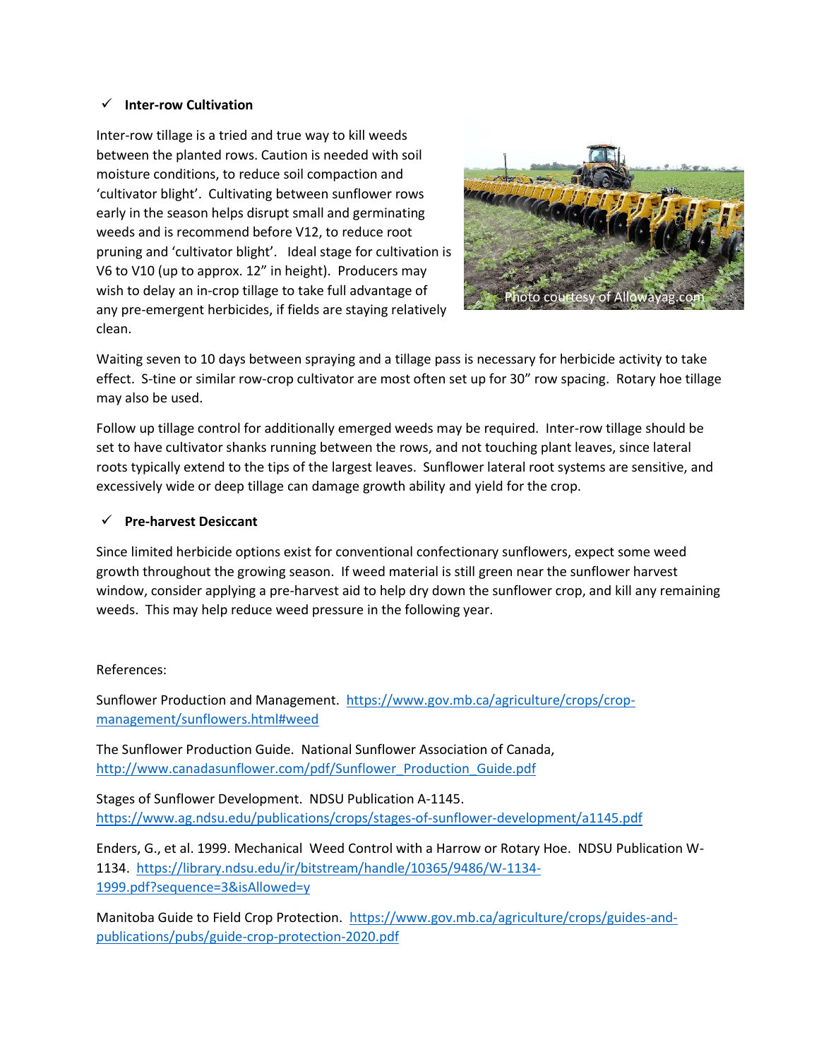### ✓ Inter-row Cultivation

Inter-row tillage is a tried and true way to kill weeds between the planted rows. Caution is needed with soil moisture conditions, to reduce soil compaction and 'cultivator blight'. Cultivating between sunflower rows early in the season helps disrupt small and germinating weeds and is recommend before V12, to reduce root pruning and 'cultivator blight'. Ideal stage for cultivation is V6 to V10 (up to approx. 12" in height). Producers may wish to delay an in-crop tillage to take full advantage of any pre-emergent herbicides, if fields are staying relatively clean.

Photo courtesy of Allowayag.com

Waiting seven to 10 days between spraying and a tillage pass is necessary for herbicide activity to take effect. S-tine or similar row-crop cultivator are most often set up for 30" row spacing. Rotary hoe tillage may also be used.

Follow up tillage control for additionally emerged weeds may be required. Inter-row tillage should be set to have cultivator shanks running between the rows, and not touching plant leaves, since lateral roots typically extend to the tips of the largest leaves. Sunflower lateral root systems are sensitive, and excessively wide or deep tillage can damage growth ability and yield for the crop.

### ✓ Pre-harvest Desiccant

Since limited herbicide options exist for conventional confectionary sunflowers, expect some weed growth throughout the growing season. If weed material is still green near the sunflower harvest window, consider applying a pre-harvest aid to help dry down the sunflower crop, and kill any remaining weeds. This may help reduce weed pressure in the following year.

References:

Sunflower Production and Management. https://www.gov.mb.ca/agriculture/crops/crop-management/sunflowers.html#weed

The Sunflower Production Guide. National Sunflower Association of Canada, http://www.canadasunflower.com/pdf/Sunflower_Production_Guide.pdf

Stages of Sunflower Development. NDSU Publication A-1145. https://www.ag.ndsu.edu/publications/crops/stages-of-sunflower-development/a1145.pdf

Enders, G., et al. 1999. Mechanical Weed Control with a Harrow or Rotary Hoe. NDSU Publication W-1134. https://library.ndsu.edu/ir/bitstream/handle/10365/9486/W-1134-1999.pdf?sequence=3&isAllowed=y

Manitoba Guide to Field Crop Protection. https://www.gov.mb.ca/agriculture/crops/guides-and-publications/pubs/guide-crop-protection-2020.pdf